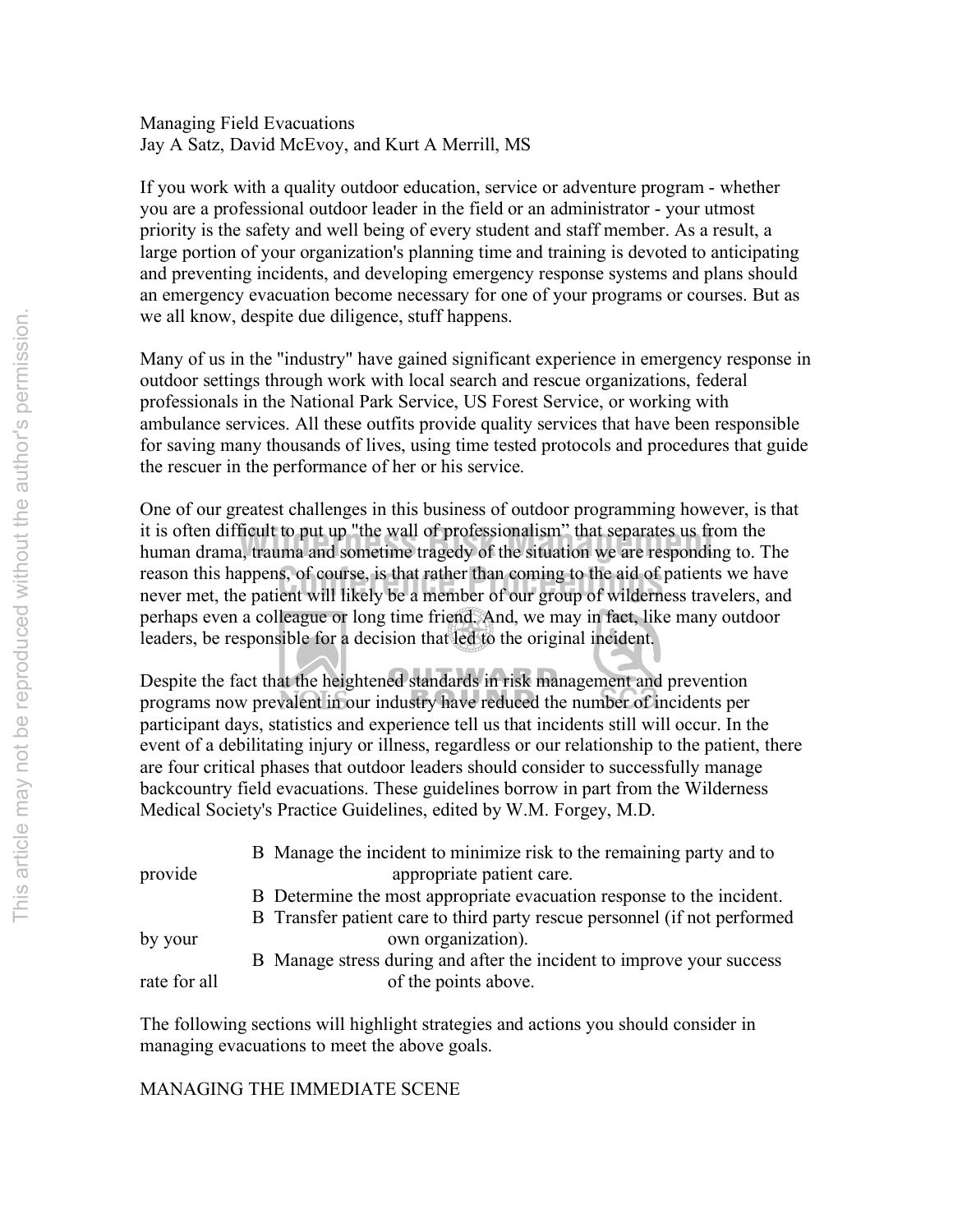Managing Field Evacuations

Jay A Satz, David McEvoy, and Kurt A Merrill, MS

If you work with a quality outdoor education, service or adventure program - whether you are a professional outdoor leader in the field or an administrator - your utmost priority is the safety and well being of every student and staff member. As a result, a large portion of your organization's planning time and training is devoted to anticipating and preventing incidents, and developing emergency response systems and plans should an emergency evacuation become necessary for one of your programs or courses. But as we all know, despite due diligence, stuff happens.

Many of us in the "industry" have gained significant experience in emergency response in outdoor settings through work with local search and rescue organizations, federal professionals in the National Park Service, US Forest Service, or working with ambulance services. All these outfits provide quality services that have been responsible for saving many thousands of lives, using time tested protocols and procedures that guide the rescuer in the performance of her or his service.

One of our greatest challenges in this business of outdoor programming however, is that it is often difficult to put up "the wall of professionalism" that separates us from the human drama, trauma and sometime tragedy of the situation we are responding to. The reason this happens, of course, is that rather than coming to the aid of patients we have never met, the patient will likely be a member of our group of wilderness travelers, and perhaps even a colleague or long time friend. And, we may in fact, like many outdoor leaders, be responsible for a decision that led to the original incident.

Despite the fact that the heightened standards in risk management and prevention programs now prevalent in our industry have reduced the number of incidents per participant days, statistics and experience tell us that incidents still will occur. In the event of a debilitating injury or illness, regardless or our relationship to the patient, there are four critical phases that outdoor leaders should consider to successfully manage backcountry field evacuations. These guidelines borrow in part from the Wilderness Medical Society's Practice Guidelines, edited by W.M. Forgey, M.D.

- Manage the incident to minimize risk to the remaining party and to provide appropriate patient care.
- Determine the most appropriate evacuation response to the incident.
- Transfer patient care to third party rescue personnel (if not performed by your own organization).
- Manage stress during and after the incident to improve your success rate for all of the points above.

The following sections will highlight strategies and actions you should consider in managing evacuations to meet the above goals.

## MANAGING THE IMMEDIATE SCENE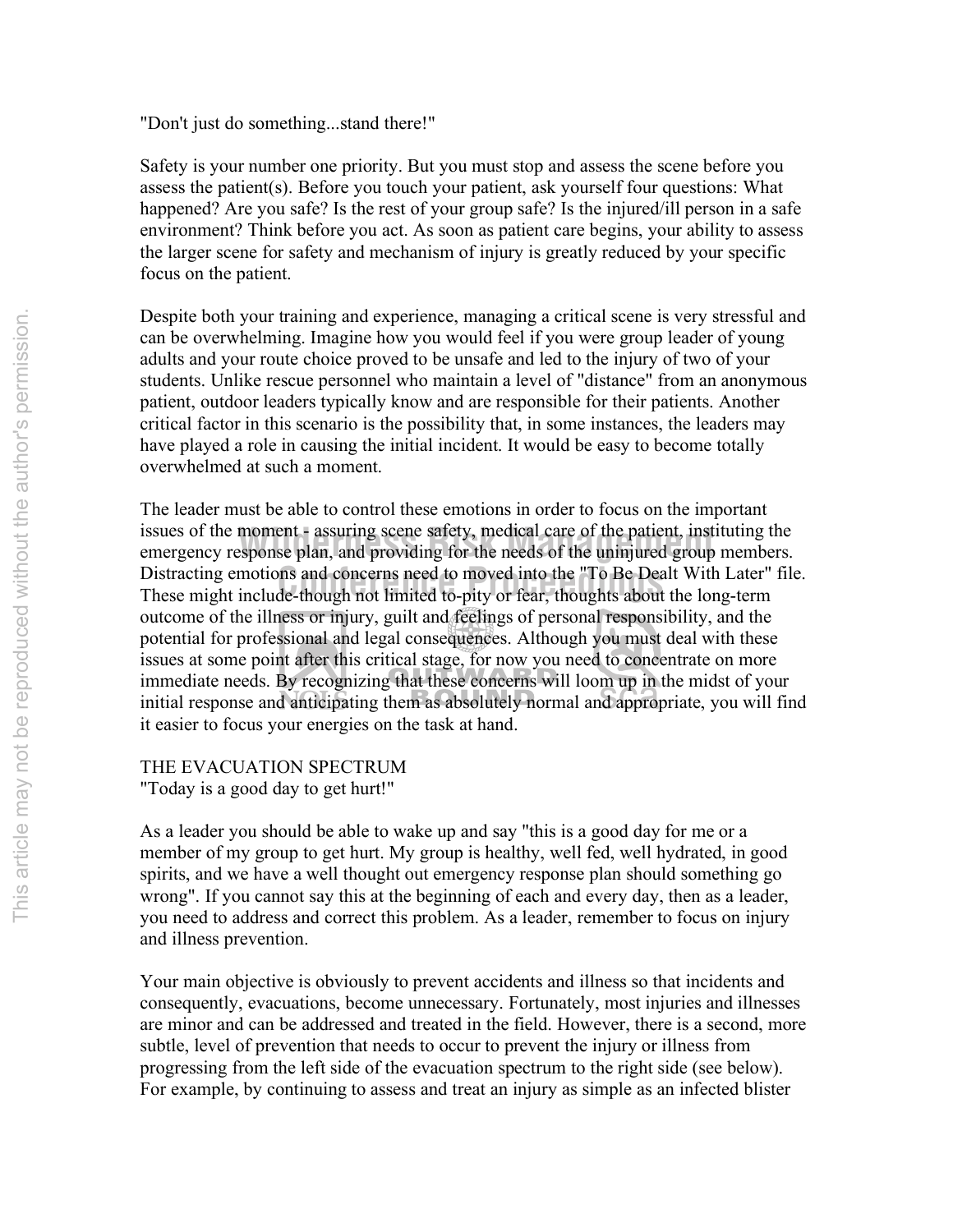"Don't just do something...stand there!"

Safety is your number one priority. But you must stop and assess the scene before you assess the patient(s). Before you touch your patient, ask yourself four questions: What happened? Are you safe? Is the rest of your group safe? Is the injured/ill person in a safe environment? Think before you act. As soon as patient care begins, your ability to assess the larger scene for safety and mechanism of injury is greatly reduced by your specific focus on the patient.

Despite both your training and experience, managing a critical scene is very stressful and can be overwhelming. Imagine how you would feel if you were group leader of young adults and your route choice proved to be unsafe and led to the injury of two of your students. Unlike rescue personnel who maintain a level of "distance" from an anonymous patient, outdoor leaders typically know and are responsible for their patients. Another critical factor in this scenario is the possibility that, in some instances, the leaders may have played a role in causing the initial incident. It would be easy to become totally overwhelmed at such a moment.

The leader must be able to control these emotions in order to focus on the important issues of the moment - assuring scene safety, medical care of the patient, instituting the emergency response plan, and providing for the needs of the uninjured group members. Distracting emotions and concerns need to moved into the "To Be Dealt With Later" file. These might include-though not limited to-pity or fear, thoughts about the long-term outcome of the illness or injury, guilt and feelings of personal responsibility, and the potential for professional and legal consequences. Although you must deal with these issues at some point after this critical stage, for now you need to concentrate on more immediate needs. By recognizing that these concerns will loom up in the midst of your initial response and anticipating them as absolutely normal and appropriate, you will find it easier to focus your energies on the task at hand.

## THE EVACUATION SPECTRUM

"Today is a good day to get hurt!"

As a leader you should be able to wake up and say "this is a good day for me or a member of my group to get hurt. My group is healthy, well fed, well hydrated, in good spirits, and we have a well thought out emergency response plan should something go wrong". If you cannot say this at the beginning of each and every day, then as a leader, you need to address and correct this problem. As a leader, remember to focus on injury and illness prevention.

Your main objective is obviously to prevent accidents and illness so that incidents and consequently, evacuations, become unnecessary. Fortunately, most injuries and illnesses are minor and can be addressed and treated in the field. However, there is a second, more subtle, level of prevention that needs to occur to prevent the injury or illness from progressing from the left side of the evacuation spectrum to the right side (see below). For example, by continuing to assess and treat an injury as simple as an infected blister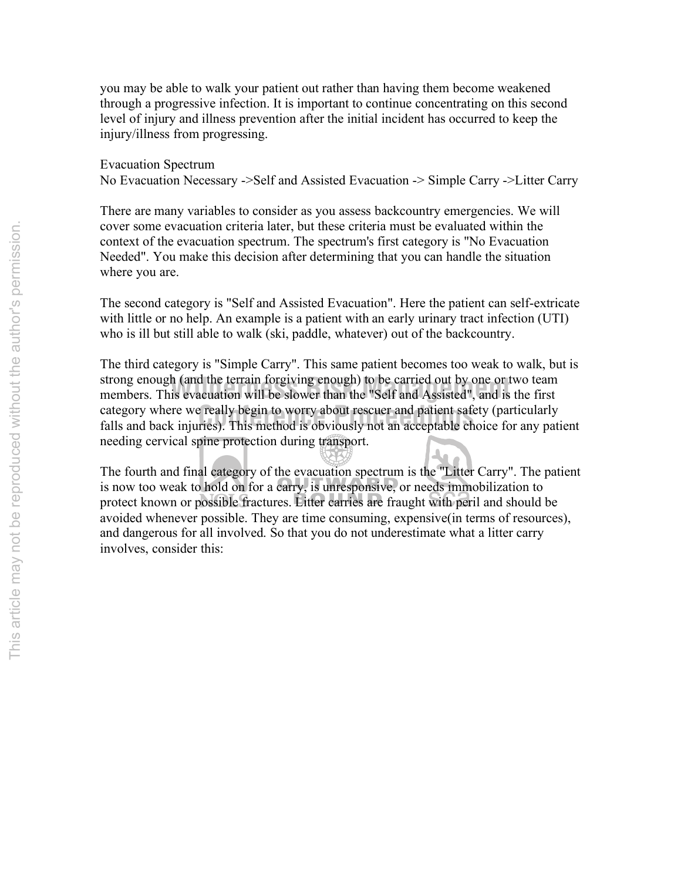you may be able to walk your patient out rather than having them become weakened through a progressive infection. It is important to continue concentrating on this second level of injury and illness prevention after the initial incident has occurred to keep the injury/illness from progressing.

Evacuation Spectrum
No Evacuation Necessary ->Self and Assisted Evacuation -> Simple Carry ->Litter Carry

There are many variables to consider as you assess backcountry emergencies. We will cover some evacuation criteria later, but these criteria must be evaluated within the context of the evacuation spectrum. The spectrum's first category is "No Evacuation Needed". You make this decision after determining that you can handle the situation where you are.

The second category is "Self and Assisted Evacuation". Here the patient can self-extricate with little or no help. An example is a patient with an early urinary tract infection (UTI) who is ill but still able to walk (ski, paddle, whatever) out of the backcountry.

The third category is "Simple Carry". This same patient becomes too weak to walk, but is strong enough (and the terrain forgiving enough) to be carried out by one or two team members. This evacuation will be slower than the "Self and Assisted", and is the first category where we really begin to worry about rescuer and patient safety (particularly falls and back injuries). This method is obviously not an acceptable choice for any patient needing cervical spine protection during transport.

The fourth and final category of the evacuation spectrum is the "Litter Carry". The patient is now too weak to hold on for a carry, is unresponsive, or needs immobilization to protect known or possible fractures. Litter carries are fraught with peril and should be avoided whenever possible. They are time consuming, expensive(in terms of resources), and dangerous for all involved. So that you do not underestimate what a litter carry involves, consider this: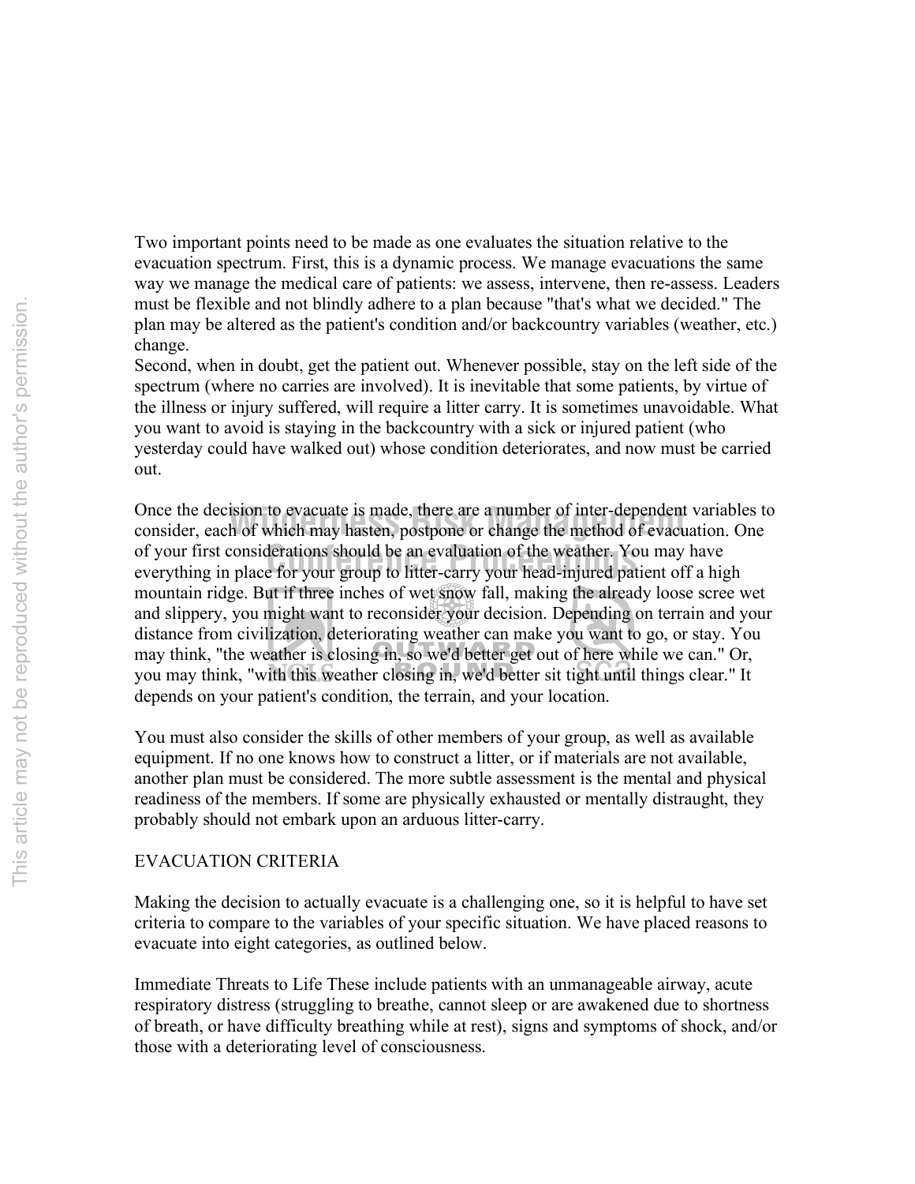Two important points need to be made as one evaluates the situation relative to the evacuation spectrum. First, this is a dynamic process. We manage evacuations the same way we manage the medical care of patients: we assess, intervene, then re-assess. Leaders must be flexible and not blindly adhere to a plan because "that's what we decided." The plan may be altered as the patient's condition and/or backcountry variables (weather, etc.) change.

Second, when in doubt, get the patient out. Whenever possible, stay on the left side of the spectrum (where no carries are involved). It is inevitable that some patients, by virtue of the illness or injury suffered, will require a litter carry. It is sometimes unavoidable. What you want to avoid is staying in the backcountry with a sick or injured patient (who yesterday could have walked out) whose condition deteriorates, and now must be carried out.

Once the decision to evacuate is made, there are a number of inter-dependent variables to consider, each of which may hasten, postpone or change the method of evacuation. One of your first considerations should be an evaluation of the weather. You may have everything in place for your group to litter-carry your head-injured patient off a high mountain ridge. But if three inches of wet snow fall, making the already loose scree wet and slippery, you might want to reconsider your decision. Depending on terrain and your distance from civilization, deteriorating weather can make you want to go, or stay. You may think, "the weather is closing in, so we'd better get out of here while we can." Or, you may think, "with this weather closing in, we'd better sit tight until things clear." It depends on your patient's condition, the terrain, and your location.

You must also consider the skills of other members of your group, as well as available equipment. If no one knows how to construct a litter, or if materials are not available, another plan must be considered. The more subtle assessment is the mental and physical readiness of the members. If some are physically exhausted or mentally distraught, they probably should not embark upon an arduous litter-carry.

## EVACUATION CRITERIA

Making the decision to actually evacuate is a challenging one, so it is helpful to have set criteria to compare to the variables of your specific situation. We have placed reasons to evacuate into eight categories, as outlined below.

Immediate Threats to Life These include patients with an unmanageable airway, acute respiratory distress (struggling to breathe, cannot sleep or are awakened due to shortness of breath, or have difficulty breathing while at rest), signs and symptoms of shock, and/or those with a deteriorating level of consciousness.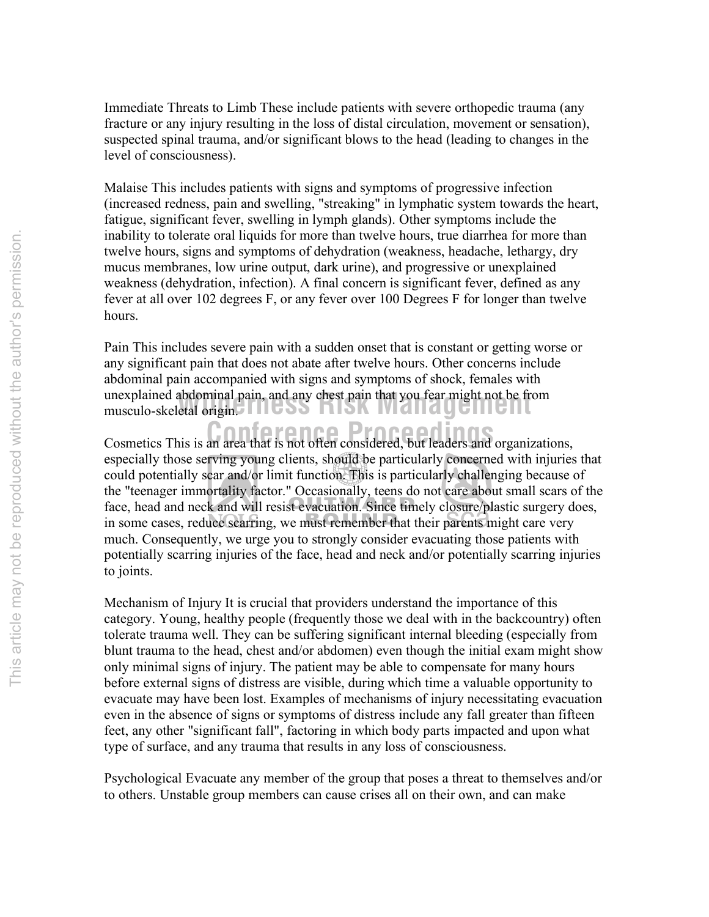Immediate Threats to Limb These include patients with severe orthopedic trauma (any fracture or any injury resulting in the loss of distal circulation, movement or sensation), suspected spinal trauma, and/or significant blows to the head (leading to changes in the level of consciousness).

Malaise This includes patients with signs and symptoms of progressive infection (increased redness, pain and swelling, "streaking" in lymphatic system towards the heart, fatigue, significant fever, swelling in lymph glands). Other symptoms include the inability to tolerate oral liquids for more than twelve hours, true diarrhea for more than twelve hours, signs and symptoms of dehydration (weakness, headache, lethargy, dry mucus membranes, low urine output, dark urine), and progressive or unexplained weakness (dehydration, infection). A final concern is significant fever, defined as any fever at all over 102 degrees F, or any fever over 100 Degrees F for longer than twelve hours.

Pain This includes severe pain with a sudden onset that is constant or getting worse or any significant pain that does not abate after twelve hours. Other concerns include abdominal pain accompanied with signs and symptoms of shock, females with unexplained abdominal pain, and any chest pain that you fear might not be from musculo-skeletal origin.

Cosmetics This is an area that is not often considered, but leaders and organizations, especially those serving young clients, should be particularly concerned with injuries that could potentially scar and/or limit function. This is particularly challenging because of the "teenager immortality factor." Occasionally, teens do not care about small scars of the face, head and neck and will resist evacuation. Since timely closure/plastic surgery does, in some cases, reduce scarring, we must remember that their parents might care very much. Consequently, we urge you to strongly consider evacuating those patients with potentially scarring injuries of the face, head and neck and/or potentially scarring injuries to joints.

Mechanism of Injury It is crucial that providers understand the importance of this category. Young, healthy people (frequently those we deal with in the backcountry) often tolerate trauma well. They can be suffering significant internal bleeding (especially from blunt trauma to the head, chest and/or abdomen) even though the initial exam might show only minimal signs of injury. The patient may be able to compensate for many hours before external signs of distress are visible, during which time a valuable opportunity to evacuate may have been lost. Examples of mechanisms of injury necessitating evacuation even in the absence of signs or symptoms of distress include any fall greater than fifteen feet, any other "significant fall", factoring in which body parts impacted and upon what type of surface, and any trauma that results in any loss of consciousness.

Psychological Evacuate any member of the group that poses a threat to themselves and/or to others. Unstable group members can cause crises all on their own, and can make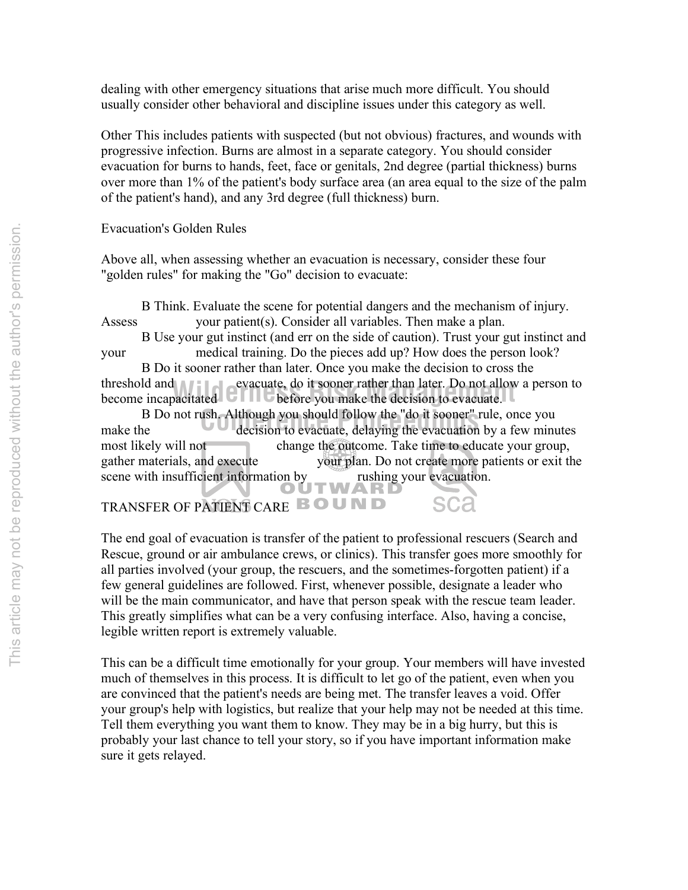dealing with other emergency situations that arise much more difficult. You should usually consider other behavioral and discipline issues under this category as well.

Other This includes patients with suspected (but not obvious) fractures, and wounds with progressive infection. Burns are almost in a separate category. You should consider evacuation for burns to hands, feet, face or genitals, 2nd degree (partial thickness) burns over more than 1% of the patient's body surface area (an area equal to the size of the palm of the patient's hand), and any 3rd degree (full thickness) burn.

## Evacuation's Golden Rules

Above all, when assessing whether an evacuation is necessary, consider these four "golden rules" for making the "Go" decision to evacuate:

- Think. Evaluate the scene for potential dangers and the mechanism of injury. Assess your patient(s). Consider all variables. Then make a plan.
- Use your gut instinct (and err on the side of caution). Trust your gut instinct and your medical training. Do the pieces add up? How does the person look?
- Do it sooner rather than later. Once you make the decision to cross the threshold and evacuate, do it sooner rather than later. Do not allow a person to become incapacitated before you make the decision to evacuate.
- Do not rush. Although you should follow the "do it sooner" rule, once you make the decision to evacuate, delaying the evacuation by a few minutes most likely will not change the outcome. Take time to educate your group, gather materials, and execute your plan. Do not create more patients or exit the scene with insufficient information by rushing your evacuation.

## TRANSFER OF PATIENT CARE

The end goal of evacuation is transfer of the patient to professional rescuers (Search and Rescue, ground or air ambulance crews, or clinics). This transfer goes more smoothly for all parties involved (your group, the rescuers, and the sometimes-forgotten patient) if a few general guidelines are followed. First, whenever possible, designate a leader who will be the main communicator, and have that person speak with the rescue team leader. This greatly simplifies what can be a very confusing interface. Also, having a concise, legible written report is extremely valuable.

This can be a difficult time emotionally for your group. Your members will have invested much of themselves in this process. It is difficult to let go of the patient, even when you are convinced that the patient's needs are being met. The transfer leaves a void. Offer your group's help with logistics, but realize that your help may not be needed at this time. Tell them everything you want them to know. They may be in a big hurry, but this is probably your last chance to tell your story, so if you have important information make sure it gets relayed.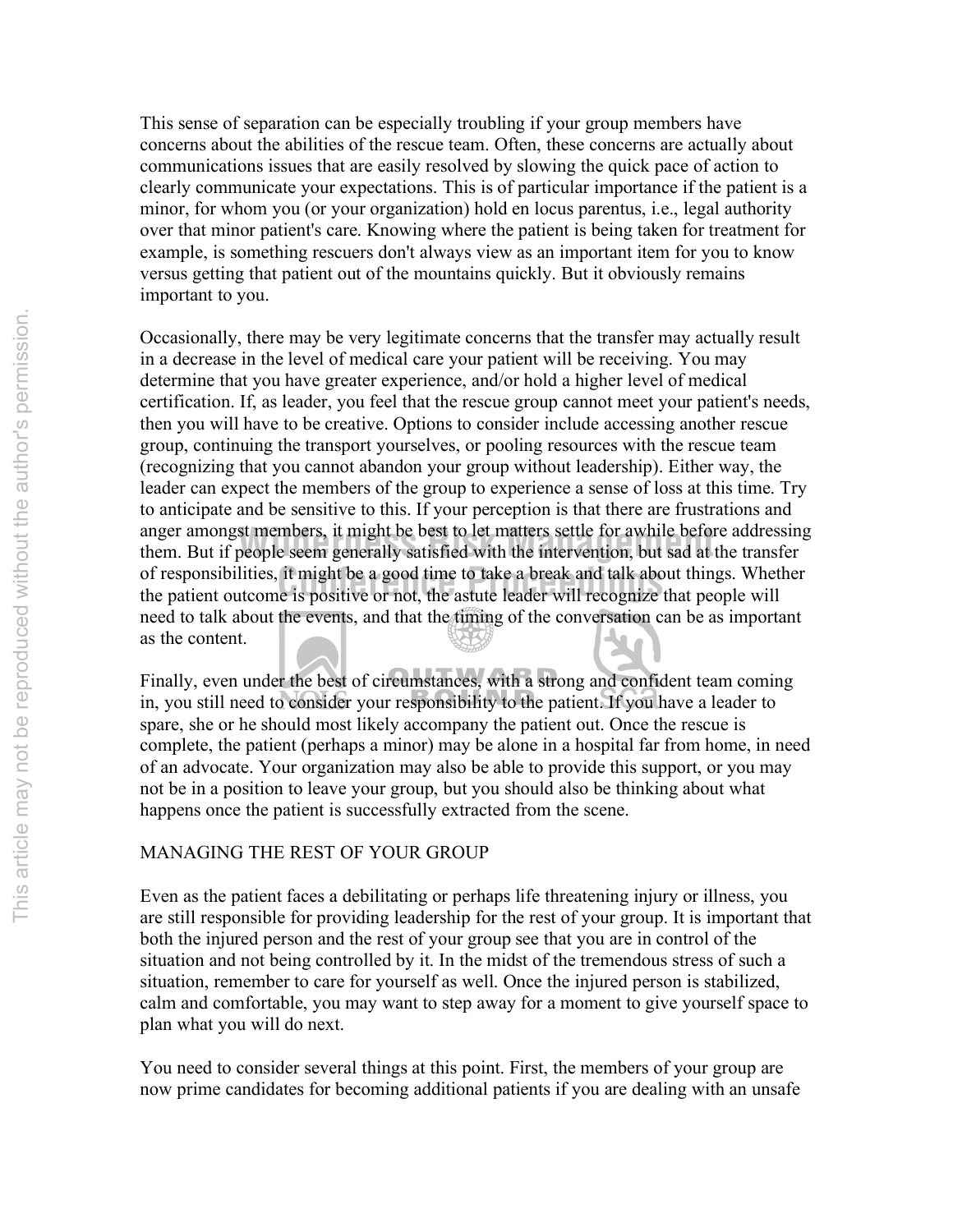This sense of separation can be especially troubling if your group members have concerns about the abilities of the rescue team. Often, these concerns are actually about communications issues that are easily resolved by slowing the quick pace of action to clearly communicate your expectations. This is of particular importance if the patient is a minor, for whom you (or your organization) hold en locus parentus, i.e., legal authority over that minor patient's care. Knowing where the patient is being taken for treatment for example, is something rescuers don't always view as an important item for you to know versus getting that patient out of the mountains quickly. But it obviously remains important to you.

Occasionally, there may be very legitimate concerns that the transfer may actually result in a decrease in the level of medical care your patient will be receiving. You may determine that you have greater experience, and/or hold a higher level of medical certification. If, as leader, you feel that the rescue group cannot meet your patient's needs, then you will have to be creative. Options to consider include accessing another rescue group, continuing the transport yourselves, or pooling resources with the rescue team (recognizing that you cannot abandon your group without leadership). Either way, the leader can expect the members of the group to experience a sense of loss at this time. Try to anticipate and be sensitive to this. If your perception is that there are frustrations and anger amongst members, it might be best to let matters settle for awhile before addressing them. But if people seem generally satisfied with the intervention, but sad at the transfer of responsibilities, it might be a good time to take a break and talk about things. Whether the patient outcome is positive or not, the astute leader will recognize that people will need to talk about the events, and that the timing of the conversation can be as important as the content.

Finally, even under the best of circumstances, with a strong and confident team coming in, you still need to consider your responsibility to the patient. If you have a leader to spare, she or he should most likely accompany the patient out. Once the rescue is complete, the patient (perhaps a minor) may be alone in a hospital far from home, in need of an advocate. Your organization may also be able to provide this support, or you may not be in a position to leave your group, but you should also be thinking about what happens once the patient is successfully extracted from the scene.

## MANAGING THE REST OF YOUR GROUP

Even as the patient faces a debilitating or perhaps life threatening injury or illness, you are still responsible for providing leadership for the rest of your group. It is important that both the injured person and the rest of your group see that you are in control of the situation and not being controlled by it. In the midst of the tremendous stress of such a situation, remember to care for yourself as well. Once the injured person is stabilized, calm and comfortable, you may want to step away for a moment to give yourself space to plan what you will do next.

You need to consider several things at this point. First, the members of your group are now prime candidates for becoming additional patients if you are dealing with an unsafe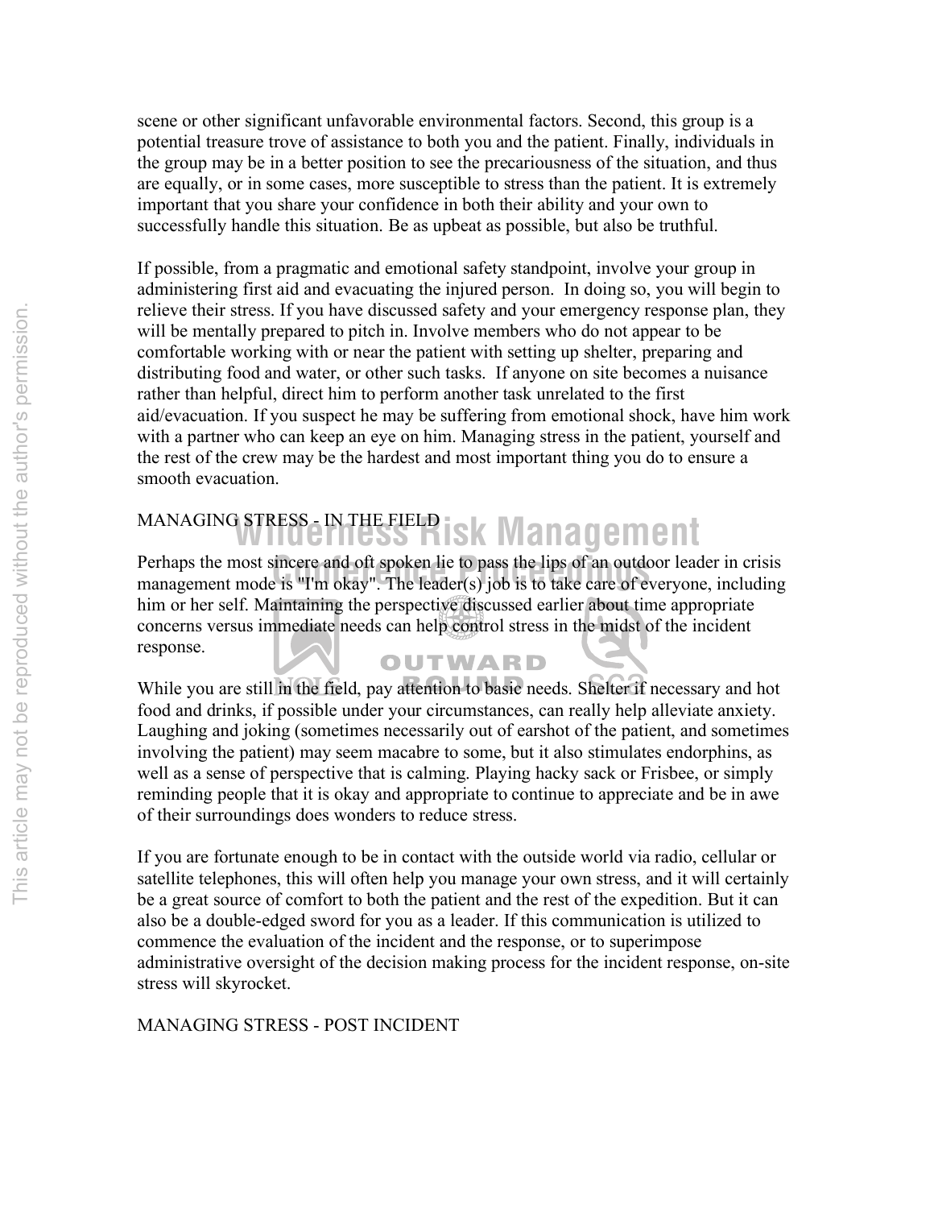scene or other significant unfavorable environmental factors. Second, this group is a potential treasure trove of assistance to both you and the patient. Finally, individuals in the group may be in a better position to see the precariousness of the situation, and thus are equally, or in some cases, more susceptible to stress than the patient. It is extremely important that you share your confidence in both their ability and your own to successfully handle this situation. Be as upbeat as possible, but also be truthful.

If possible, from a pragmatic and emotional safety standpoint, involve your group in administering first aid and evacuating the injured person. In doing so, you will begin to relieve their stress. If you have discussed safety and your emergency response plan, they will be mentally prepared to pitch in. Involve members who do not appear to be comfortable working with or near the patient with setting up shelter, preparing and distributing food and water, or other such tasks. If anyone on site becomes a nuisance rather than helpful, direct him to perform another task unrelated to the first aid/evacuation. If you suspect he may be suffering from emotional shock, have him work with a partner who can keep an eye on him. Managing stress in the patient, yourself and the rest of the crew may be the hardest and most important thing you do to ensure a smooth evacuation.

## MANAGING STRESS - IN THE FIELD

Perhaps the most sincere and oft spoken lie to pass the lips of an outdoor leader in crisis management mode is "I'm okay". The leader(s) job is to take care of everyone, including him or her self. Maintaining the perspective discussed earlier about time appropriate concerns versus immediate needs can help control stress in the midst of the incident response.

While you are still in the field, pay attention to basic needs. Shelter if necessary and hot food and drinks, if possible under your circumstances, can really help alleviate anxiety. Laughing and joking (sometimes necessarily out of earshot of the patient, and sometimes involving the patient) may seem macabre to some, but it also stimulates endorphins, as well as a sense of perspective that is calming. Playing hacky sack or Frisbee, or simply reminding people that it is okay and appropriate to continue to appreciate and be in awe of their surroundings does wonders to reduce stress.

If you are fortunate enough to be in contact with the outside world via radio, cellular or satellite telephones, this will often help you manage your own stress, and it will certainly be a great source of comfort to both the patient and the rest of the expedition. But it can also be a double-edged sword for you as a leader. If this communication is utilized to commence the evaluation of the incident and the response, or to superimpose administrative oversight of the decision making process for the incident response, on-site stress will skyrocket.

## MANAGING STRESS - POST INCIDENT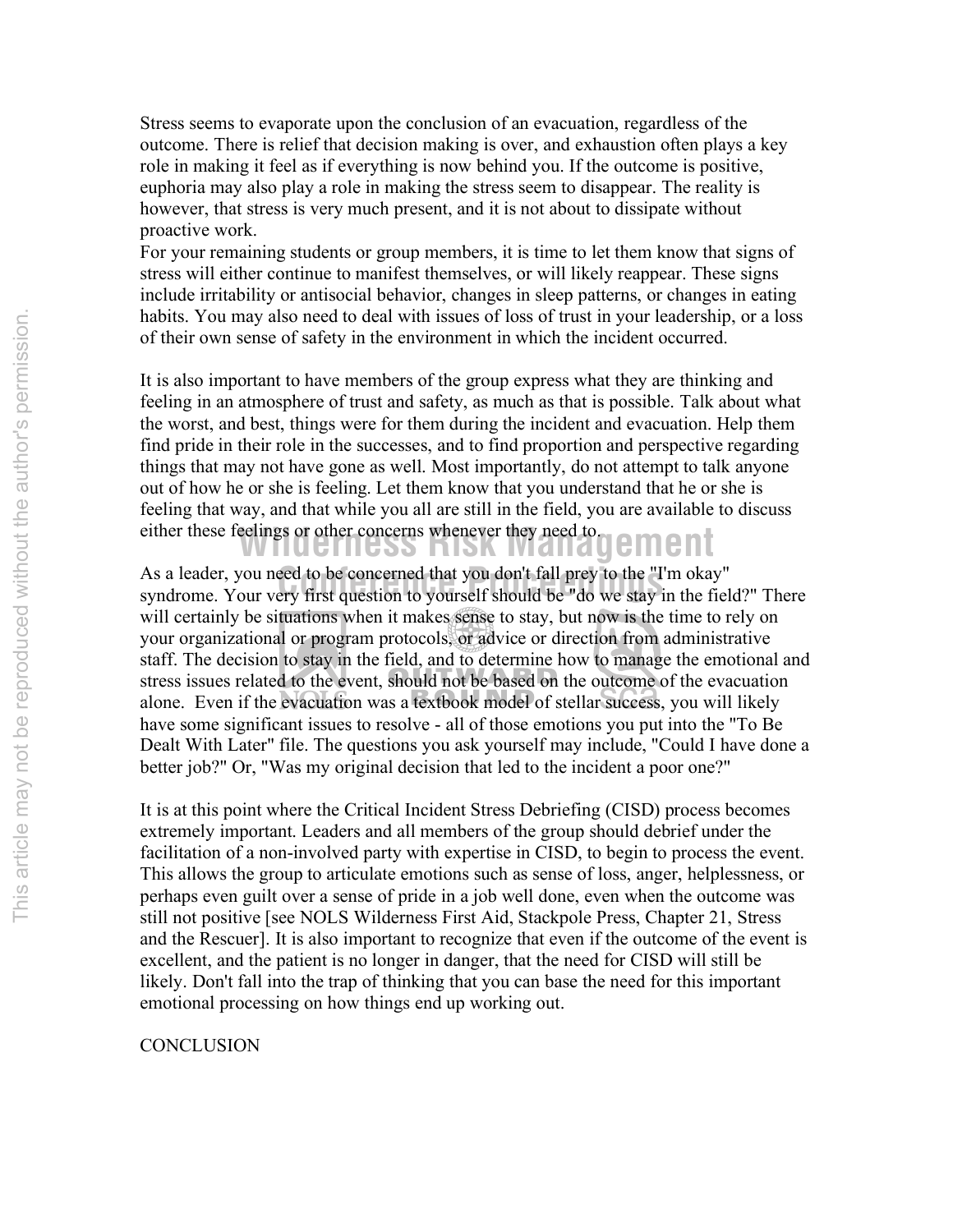Stress seems to evaporate upon the conclusion of an evacuation, regardless of the outcome. There is relief that decision making is over, and exhaustion often plays a key role in making it feel as if everything is now behind you. If the outcome is positive, euphoria may also play a role in making the stress seem to disappear. The reality is however, that stress is very much present, and it is not about to dissipate without proactive work.

For your remaining students or group members, it is time to let them know that signs of stress will either continue to manifest themselves, or will likely reappear. These signs include irritability or antisocial behavior, changes in sleep patterns, or changes in eating habits. You may also need to deal with issues of loss of trust in your leadership, or a loss of their own sense of safety in the environment in which the incident occurred.

It is also important to have members of the group express what they are thinking and feeling in an atmosphere of trust and safety, as much as that is possible. Talk about what the worst, and best, things were for them during the incident and evacuation. Help them find pride in their role in the successes, and to find proportion and perspective regarding things that may not have gone as well. Most importantly, do not attempt to talk anyone out of how he or she is feeling. Let them know that you understand that he or she is feeling that way, and that while you all are still in the field, you are available to discuss either these feelings or other concerns whenever they need to.

As a leader, you need to be concerned that you don't fall prey to the "I'm okay" syndrome. Your very first question to yourself should be "do we stay in the field?" There will certainly be situations when it makes sense to stay, but now is the time to rely on your organizational or program protocols, or advice or direction from administrative staff. The decision to stay in the field, and to determine how to manage the emotional and stress issues related to the event, should not be based on the outcome of the evacuation alone. Even if the evacuation was a textbook model of stellar success, you will likely have some significant issues to resolve - all of those emotions you put into the "To Be Dealt With Later" file. The questions you ask yourself may include, "Could I have done a better job?" Or, "Was my original decision that led to the incident a poor one?"

It is at this point where the Critical Incident Stress Debriefing (CISD) process becomes extremely important. Leaders and all members of the group should debrief under the facilitation of a non-involved party with expertise in CISD, to begin to process the event. This allows the group to articulate emotions such as sense of loss, anger, helplessness, or perhaps even guilt over a sense of pride in a job well done, even when the outcome was still not positive [see NOLS Wilderness First Aid, Stackpole Press, Chapter 21, Stress and the Rescuer]. It is also important to recognize that even if the outcome of the event is excellent, and the patient is no longer in danger, that the need for CISD will still be likely. Don't fall into the trap of thinking that you can base the need for this important emotional processing on how things end up working out.

## CONCLUSION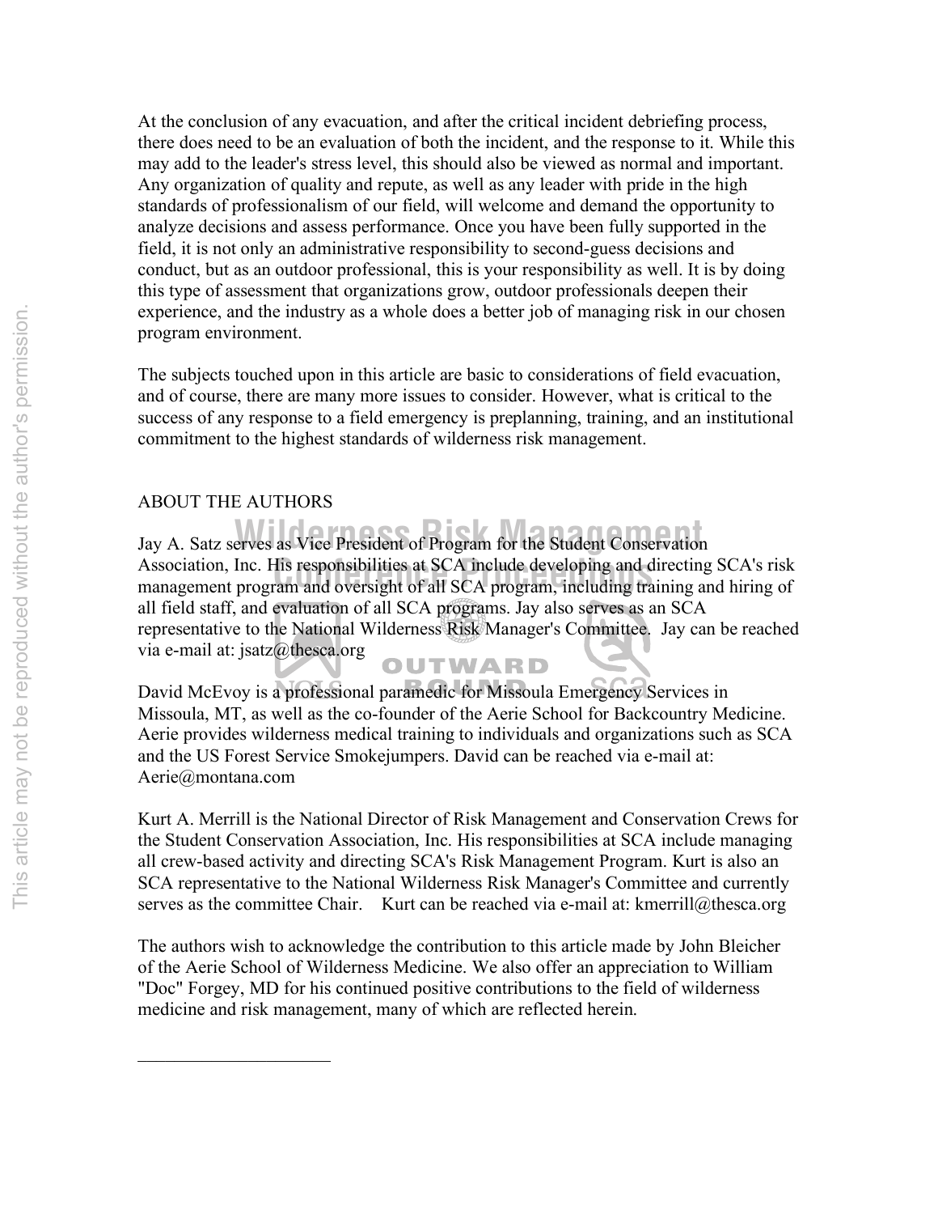At the conclusion of any evacuation, and after the critical incident debriefing process, there does need to be an evaluation of both the incident, and the response to it. While this may add to the leader's stress level, this should also be viewed as normal and important. Any organization of quality and repute, as well as any leader with pride in the high standards of professionalism of our field, will welcome and demand the opportunity to analyze decisions and assess performance. Once you have been fully supported in the field, it is not only an administrative responsibility to second-guess decisions and conduct, but as an outdoor professional, this is your responsibility as well. It is by doing this type of assessment that organizations grow, outdoor professionals deepen their experience, and the industry as a whole does a better job of managing risk in our chosen program environment.

The subjects touched upon in this article are basic to considerations of field evacuation, and of course, there are many more issues to consider. However, what is critical to the success of any response to a field emergency is preplanning, training, and an institutional commitment to the highest standards of wilderness risk management.

## ABOUT THE AUTHORS

Jay A. Satz serves as Vice President of Program for the Student Conservation Association, Inc. His responsibilities at SCA include developing and directing SCA's risk management program and oversight of all SCA program, including training and hiring of all field staff, and evaluation of all SCA programs. Jay also serves as an SCA representative to the National Wilderness Risk Manager's Committee. Jay can be reached via e-mail at: jsatz@thesca.org

David McEvoy is a professional paramedic for Missoula Emergency Services in Missoula, MT, as well as the co-founder of the Aerie School for Backcountry Medicine. Aerie provides wilderness medical training to individuals and organizations such as SCA and the US Forest Service Smokejumpers. David can be reached via e-mail at: Aerie@montana.com

Kurt A. Merrill is the National Director of Risk Management and Conservation Crews for the Student Conservation Association, Inc. His responsibilities at SCA include managing all crew-based activity and directing SCA's Risk Management Program. Kurt is also an SCA representative to the National Wilderness Risk Manager's Committee and currently serves as the committee Chair. Kurt can be reached via e-mail at: kmerrill@thesca.org

The authors wish to acknowledge the contribution to this article made by John Bleicher of the Aerie School of Wilderness Medicine. We also offer an appreciation to William "Doc" Forgey, MD for his continued positive contributions to the field of wilderness medicine and risk management, many of which are reflected herein.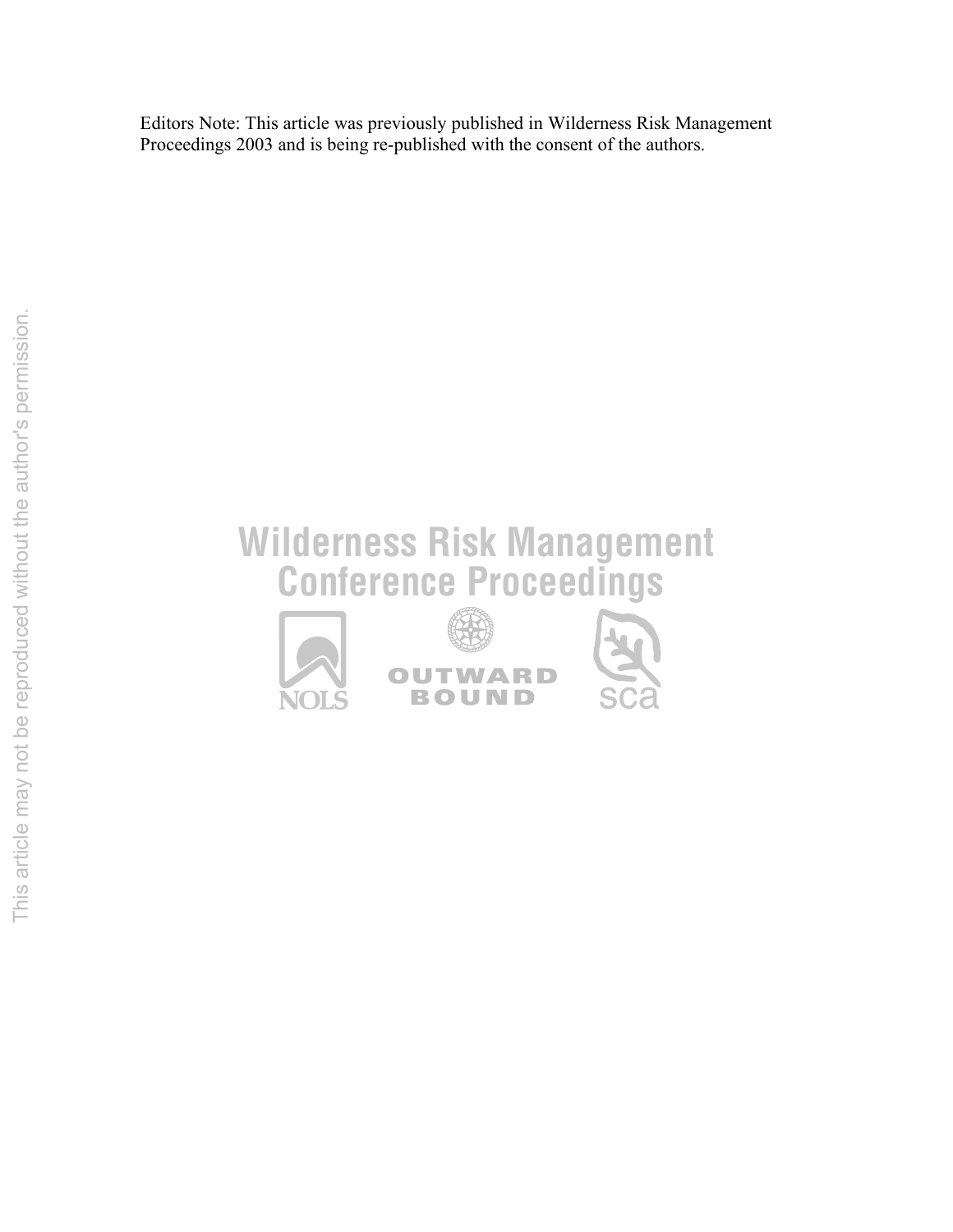Editors Note: This article was previously published in Wilderness Risk Management Proceedings 2003 and is being re-published with the consent of the authors.